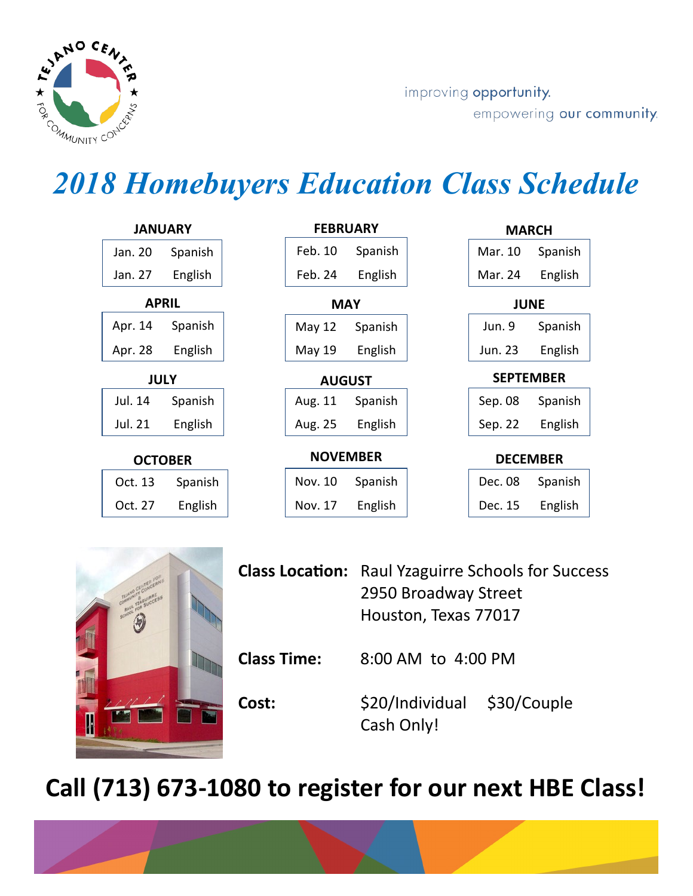TEJANO CENTER FOR COMMUNITY CONCERNS

improving opportunity.
empowering our community.

# *2018 Homebuyers Education Class Schedule*

**JANUARY**

| Date | Language |
|---|---|
| Jan. 20 | Spanish |
| Jan. 27 | English |

**FEBRUARY**

| Date | Language |
|---|---|
| Feb. 10 | Spanish |
| Feb. 24 | English |

**MARCH**

| Date | Language |
|---|---|
| Mar. 10 | Spanish |
| Mar. 24 | English |

**APRIL**

| Date | Language |
|---|---|
| Apr. 14 | Spanish |
| Apr. 28 | English |

**MAY**

| Date | Language |
|---|---|
| May 12 | Spanish |
| May 19 | English |

**JUNE**

| Date | Language |
|---|---|
| Jun. 9 | Spanish |
| Jun. 23 | English |

**JULY**

| Date | Language |
|---|---|
| Jul. 14 | Spanish |
| Jul. 21 | English |

**AUGUST**

| Date | Language |
|---|---|
| Aug. 11 | Spanish |
| Aug. 25 | English |

**SEPTEMBER**

| Date | Language |
|---|---|
| Sep. 08 | Spanish |
| Sep. 22 | English |

**OCTOBER**

| Date | Language |
|---|---|
| Oct. 13 | Spanish |
| Oct. 27 | English |

**NOVEMBER**

| Date | Language |
|---|---|
| Nov. 10 | Spanish |
| Nov. 17 | English |

**DECEMBER**

| Date | Language |
|---|---|
| Dec. 08 | Spanish |
| Dec. 15 | English |

**Class Location:** Raul Yzaguirre Schools for Success
2950 Broadway Street
Houston, Texas 77017

**Class Time:** 8:00 AM to 4:00 PM

**Cost:** $20/Individual $30/Couple
Cash Only!

## Call (713) 673-1080 to register for our next HBE Class!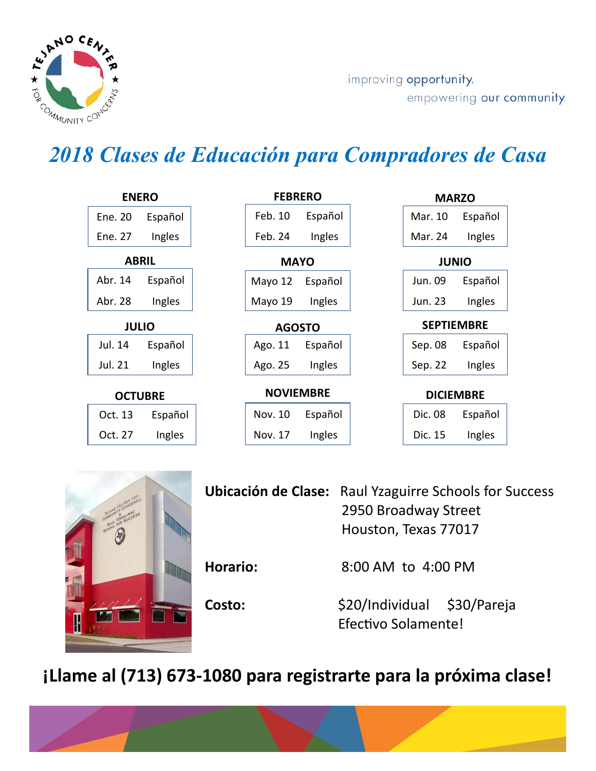Tejano Center for Community Concerns

improving opportunity.
empowering our community.

# 2018 Clases de Educación para Compradores de Casa

**ENERO**

| | |
|---|---|
| Ene. 20 | Español |
| Ene. 27 | Ingles |

**FEBRERO**

| | |
|---|---|
| Feb. 10 | Español |
| Feb. 24 | Ingles |

**MARZO**

| | |
|---|---|
| Mar. 10 | Español |
| Mar. 24 | Ingles |

**ABRIL**

| | |
|---|---|
| Abr. 14 | Español |
| Abr. 28 | Ingles |

**MAYO**

| | |
|---|---|
| Mayo 12 | Español |
| Mayo 19 | Ingles |

**JUNIO**

| | |
|---|---|
| Jun. 09 | Español |
| Jun. 23 | Ingles |

**JULIO**

| | |
|---|---|
| Jul. 14 | Español |
| Jul. 21 | Ingles |

**AGOSTO**

| | |
|---|---|
| Ago. 11 | Español |
| Ago. 25 | Ingles |

**SEPTIEMBRE**

| | |
|---|---|
| Sep. 08 | Español |
| Sep. 22 | Ingles |

**OCTUBRE**

| | |
|---|---|
| Oct. 13 | Español |
| Oct. 27 | Ingles |

**NOVIEMBRE**

| | |
|---|---|
| Nov. 10 | Español |
| Nov. 17 | Ingles |

**DICIEMBRE**

| | |
|---|---|
| Dic. 08 | Español |
| Dic. 15 | Ingles |

**Ubicación de Clase:** Raul Yzaguirre Schools for Success
2950 Broadway Street
Houston, Texas 77017

**Horario:** 8:00 AM to 4:00 PM

**Costo:** $20/Individual $30/Pareja
Efectivo Solamente!

## ¡Llame al (713) 673-1080 para registrarte para la próxima clase!